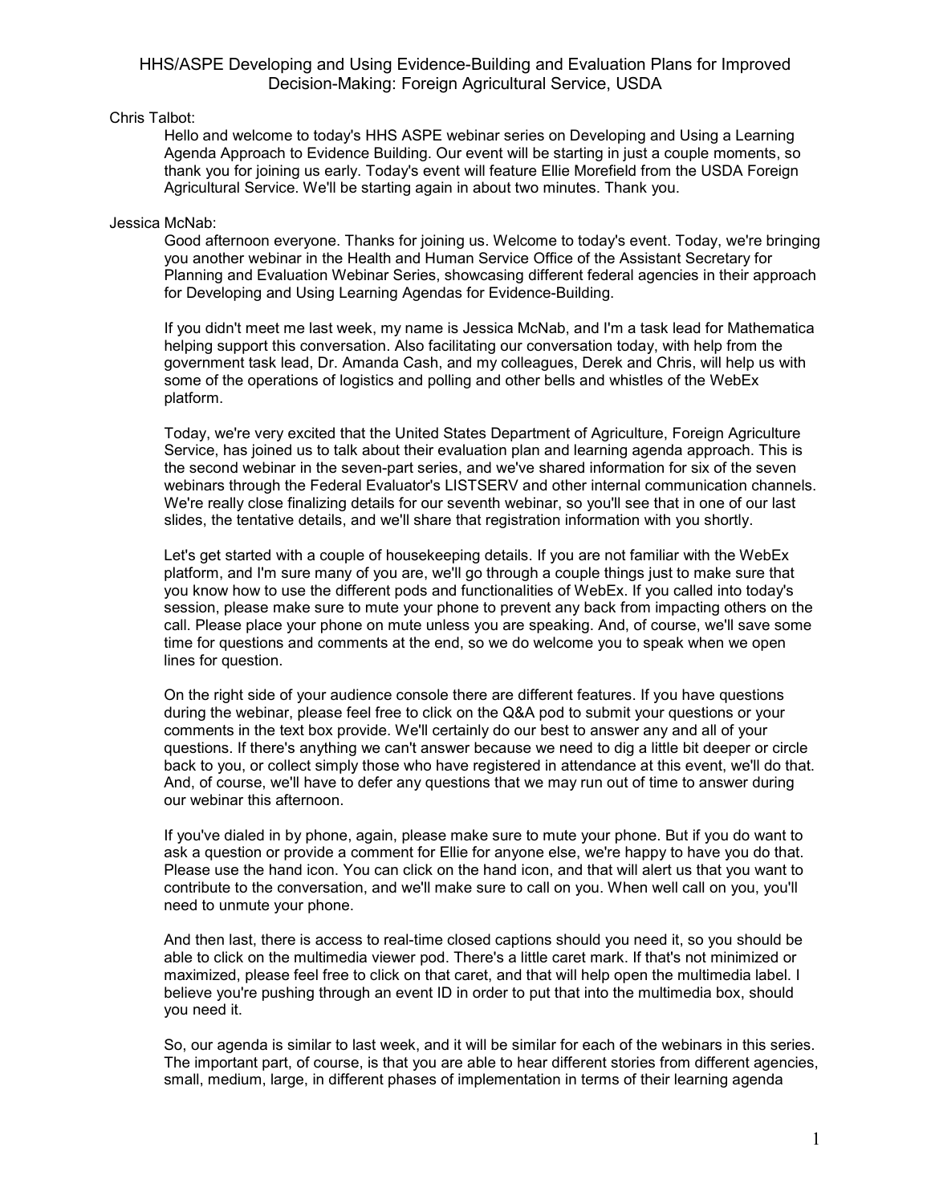# HHS/ASPE Developing and Using Evidence-Building and Evaluation Plans for Improved Decision-Making: Foreign Agricultural Service, USDA

Chris Talbot:

Hello and welcome to today's HHS ASPE webinar series on Developing and Using a Learning Agenda Approach to Evidence Building. Our event will be starting in just a couple moments, so thank you for joining us early. Today's event will feature Ellie Morefield from the USDA Foreign Agricultural Service. We'll be starting again in about two minutes. Thank you.

Jessica McNab:

Good afternoon everyone. Thanks for joining us. Welcome to today's event. Today, we're bringing you another webinar in the Health and Human Service Office of the Assistant Secretary for Planning and Evaluation Webinar Series, showcasing different federal agencies in their approach for Developing and Using Learning Agendas for Evidence-Building.

If you didn't meet me last week, my name is Jessica McNab, and I'm a task lead for Mathematica helping support this conversation. Also facilitating our conversation today, with help from the government task lead, Dr. Amanda Cash, and my colleagues, Derek and Chris, will help us with some of the operations of logistics and polling and other bells and whistles of the WebEx platform.

Today, we're very excited that the United States Department of Agriculture, Foreign Agriculture Service, has joined us to talk about their evaluation plan and learning agenda approach. This is the second webinar in the seven-part series, and we've shared information for six of the seven webinars through the Federal Evaluator's LISTSERV and other internal communication channels. We're really close finalizing details for our seventh webinar, so you'll see that in one of our last slides, the tentative details, and we'll share that registration information with you shortly.

Let's get started with a couple of housekeeping details. If you are not familiar with the WebEx platform, and I'm sure many of you are, we'll go through a couple things just to make sure that you know how to use the different pods and functionalities of WebEx. If you called into today's session, please make sure to mute your phone to prevent any back from impacting others on the call. Please place your phone on mute unless you are speaking. And, of course, we'll save some time for questions and comments at the end, so we do welcome you to speak when we open lines for question.

On the right side of your audience console there are different features. If you have questions during the webinar, please feel free to click on the Q&A pod to submit your questions or your comments in the text box provide. We'll certainly do our best to answer any and all of your questions. If there's anything we can't answer because we need to dig a little bit deeper or circle back to you, or collect simply those who have registered in attendance at this event, we'll do that. And, of course, we'll have to defer any questions that we may run out of time to answer during our webinar this afternoon.

If you've dialed in by phone, again, please make sure to mute your phone. But if you do want to ask a question or provide a comment for Ellie for anyone else, we're happy to have you do that. Please use the hand icon. You can click on the hand icon, and that will alert us that you want to contribute to the conversation, and we'll make sure to call on you. When well call on you, you'll need to unmute your phone.

And then last, there is access to real-time closed captions should you need it, so you should be able to click on the multimedia viewer pod. There's a little caret mark. If that's not minimized or maximized, please feel free to click on that caret, and that will help open the multimedia label. I believe you're pushing through an event ID in order to put that into the multimedia box, should you need it.

So, our agenda is similar to last week, and it will be similar for each of the webinars in this series. The important part, of course, is that you are able to hear different stories from different agencies, small, medium, large, in different phases of implementation in terms of their learning agenda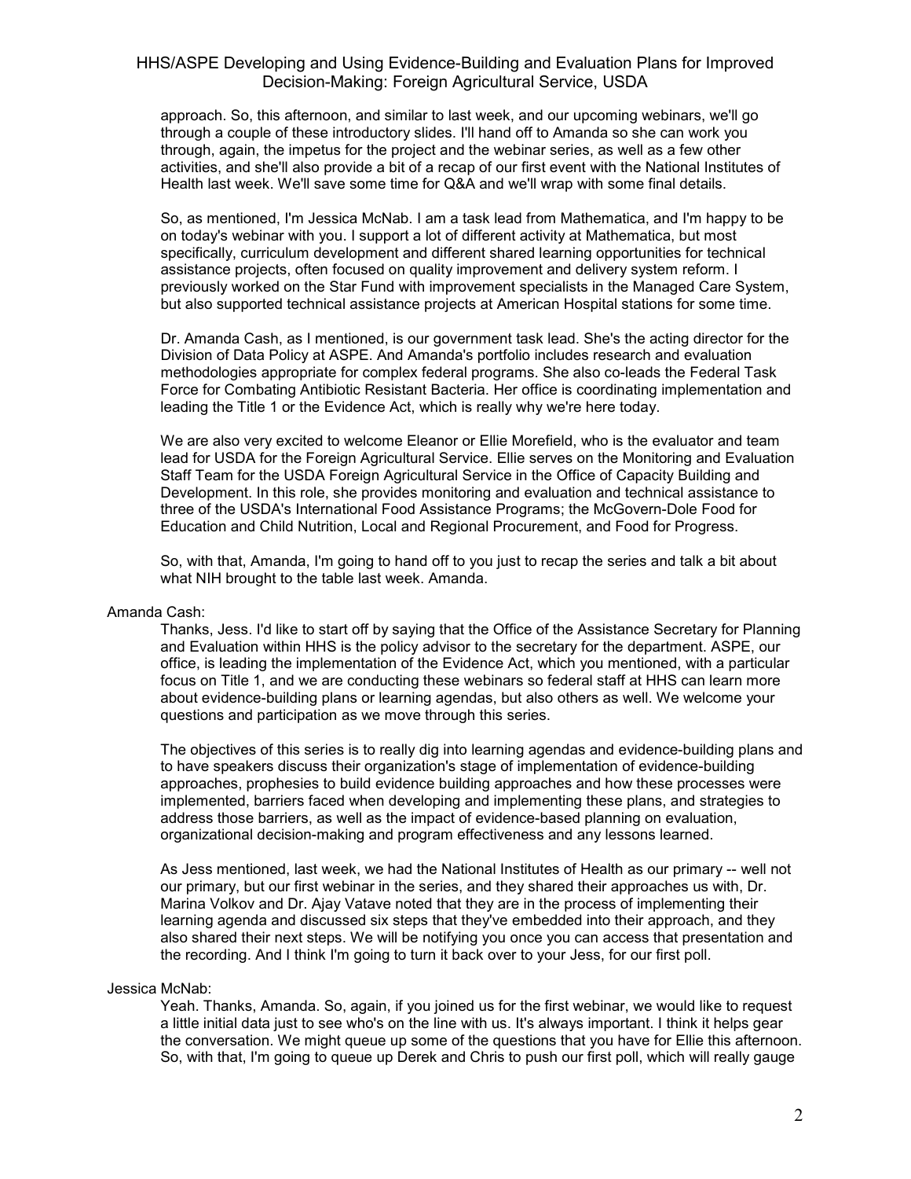approach. So, this afternoon, and similar to last week, and our upcoming webinars, we'll go through a couple of these introductory slides. I'll hand off to Amanda so she can work you through, again, the impetus for the project and the webinar series, as well as a few other activities, and she'll also provide a bit of a recap of our first event with the National Institutes of Health last week. We'll save some time for Q&A and we'll wrap with some final details.

So, as mentioned, I'm Jessica McNab. I am a task lead from Mathematica, and I'm happy to be on today's webinar with you. I support a lot of different activity at Mathematica, but most specifically, curriculum development and different shared learning opportunities for technical assistance projects, often focused on quality improvement and delivery system reform. I previously worked on the Star Fund with improvement specialists in the Managed Care System, but also supported technical assistance projects at American Hospital stations for some time.

Dr. Amanda Cash, as I mentioned, is our government task lead. She's the acting director for the Division of Data Policy at ASPE. And Amanda's portfolio includes research and evaluation methodologies appropriate for complex federal programs. She also co-leads the Federal Task Force for Combating Antibiotic Resistant Bacteria. Her office is coordinating implementation and leading the Title 1 or the Evidence Act, which is really why we're here today.

We are also very excited to welcome Eleanor or Ellie Morefield, who is the evaluator and team lead for USDA for the Foreign Agricultural Service. Ellie serves on the Monitoring and Evaluation Staff Team for the USDA Foreign Agricultural Service in the Office of Capacity Building and Development. In this role, she provides monitoring and evaluation and technical assistance to three of the USDA's International Food Assistance Programs; the McGovern-Dole Food for Education and Child Nutrition, Local and Regional Procurement, and Food for Progress.

So, with that, Amanda, I'm going to hand off to you just to recap the series and talk a bit about what NIH brought to the table last week. Amanda.

Amanda Cash:

Thanks, Jess. I'd like to start off by saying that the Office of the Assistance Secretary for Planning and Evaluation within HHS is the policy advisor to the secretary for the department. ASPE, our office, is leading the implementation of the Evidence Act, which you mentioned, with a particular focus on Title 1, and we are conducting these webinars so federal staff at HHS can learn more about evidence-building plans or learning agendas, but also others as well. We welcome your questions and participation as we move through this series.

The objectives of this series is to really dig into learning agendas and evidence-building plans and to have speakers discuss their organization's stage of implementation of evidence-building approaches, prophesies to build evidence building approaches and how these processes were implemented, barriers faced when developing and implementing these plans, and strategies to address those barriers, as well as the impact of evidence-based planning on evaluation, organizational decision-making and program effectiveness and any lessons learned.

As Jess mentioned, last week, we had the National Institutes of Health as our primary -- well not our primary, but our first webinar in the series, and they shared their approaches us with, Dr. Marina Volkov and Dr. Ajay Vatave noted that they are in the process of implementing their learning agenda and discussed six steps that they've embedded into their approach, and they also shared their next steps. We will be notifying you once you can access that presentation and the recording. And I think I'm going to turn it back over to your Jess, for our first poll.

Jessica McNab:

Yeah. Thanks, Amanda. So, again, if you joined us for the first webinar, we would like to request a little initial data just to see who's on the line with us. It's always important. I think it helps gear the conversation. We might queue up some of the questions that you have for Ellie this afternoon. So, with that, I'm going to queue up Derek and Chris to push our first poll, which will really gauge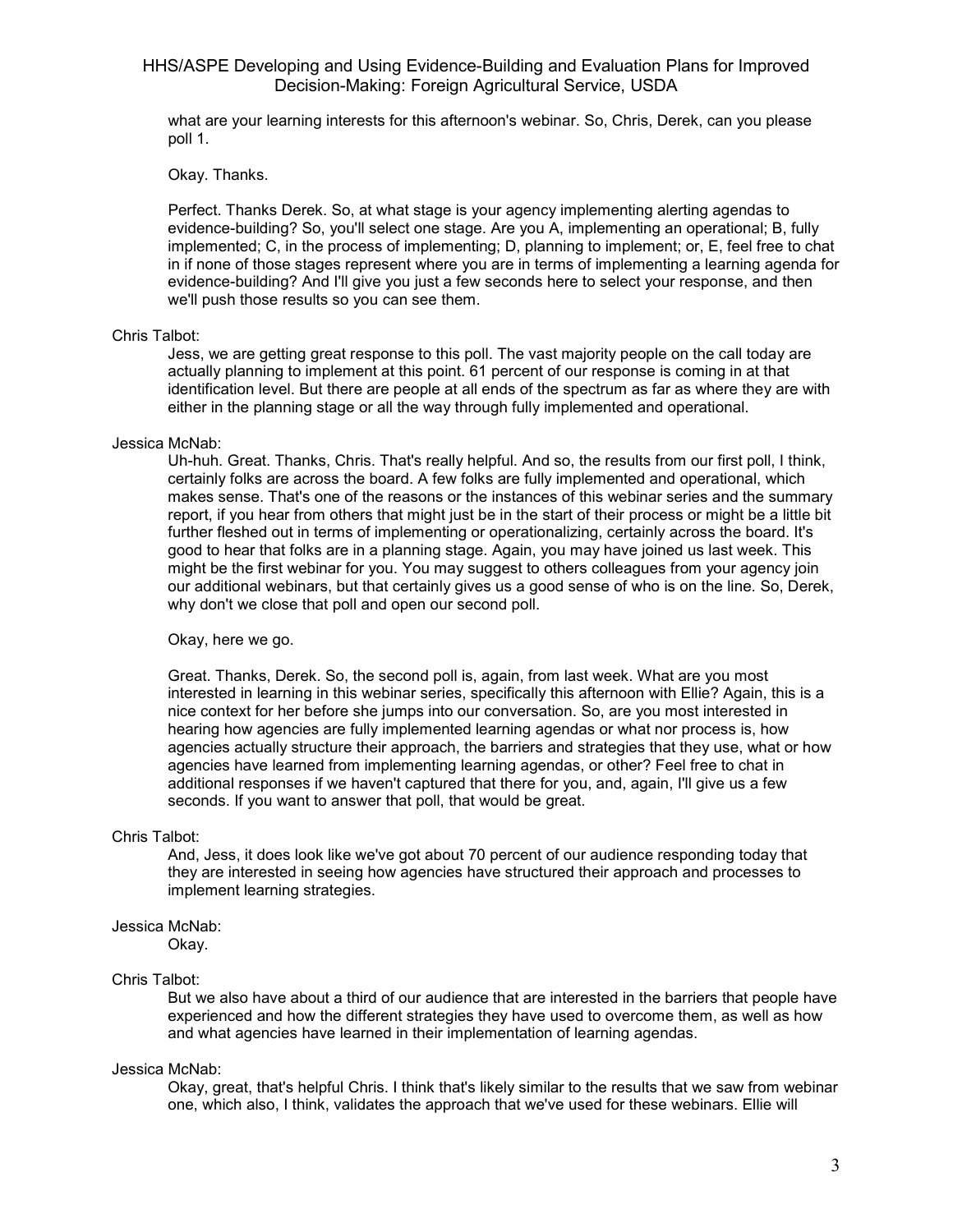what are your learning interests for this afternoon's webinar. So, Chris, Derek, can you please poll 1.

Okay. Thanks.

Perfect. Thanks Derek. So, at what stage is your agency implementing alerting agendas to evidence-building? So, you'll select one stage. Are you A, implementing an operational; B, fully implemented; C, in the process of implementing; D, planning to implement; or, E, feel free to chat in if none of those stages represent where you are in terms of implementing a learning agenda for evidence-building? And I'll give you just a few seconds here to select your response, and then we'll push those results so you can see them.

Chris Talbot:

Jess, we are getting great response to this poll. The vast majority people on the call today are actually planning to implement at this point. 61 percent of our response is coming in at that identification level. But there are people at all ends of the spectrum as far as where they are with either in the planning stage or all the way through fully implemented and operational.

Jessica McNab:

Uh-huh. Great. Thanks, Chris. That's really helpful. And so, the results from our first poll, I think, certainly folks are across the board. A few folks are fully implemented and operational, which makes sense. That's one of the reasons or the instances of this webinar series and the summary report, if you hear from others that might just be in the start of their process or might be a little bit further fleshed out in terms of implementing or operationalizing, certainly across the board. It's good to hear that folks are in a planning stage. Again, you may have joined us last week. This might be the first webinar for you. You may suggest to others colleagues from your agency join our additional webinars, but that certainly gives us a good sense of who is on the line. So, Derek, why don't we close that poll and open our second poll.

Okay, here we go.

Great. Thanks, Derek. So, the second poll is, again, from last week. What are you most interested in learning in this webinar series, specifically this afternoon with Ellie? Again, this is a nice context for her before she jumps into our conversation. So, are you most interested in hearing how agencies are fully implemented learning agendas or what nor process is, how agencies actually structure their approach, the barriers and strategies that they use, what or how agencies have learned from implementing learning agendas, or other? Feel free to chat in additional responses if we haven't captured that there for you, and, again, I'll give us a few seconds. If you want to answer that poll, that would be great.

Chris Talbot:

And, Jess, it does look like we've got about 70 percent of our audience responding today that they are interested in seeing how agencies have structured their approach and processes to implement learning strategies.

Jessica McNab:

Okay.

Chris Talbot:

But we also have about a third of our audience that are interested in the barriers that people have experienced and how the different strategies they have used to overcome them, as well as how and what agencies have learned in their implementation of learning agendas.

Jessica McNab:

Okay, great, that's helpful Chris. I think that's likely similar to the results that we saw from webinar one, which also, I think, validates the approach that we've used for these webinars. Ellie will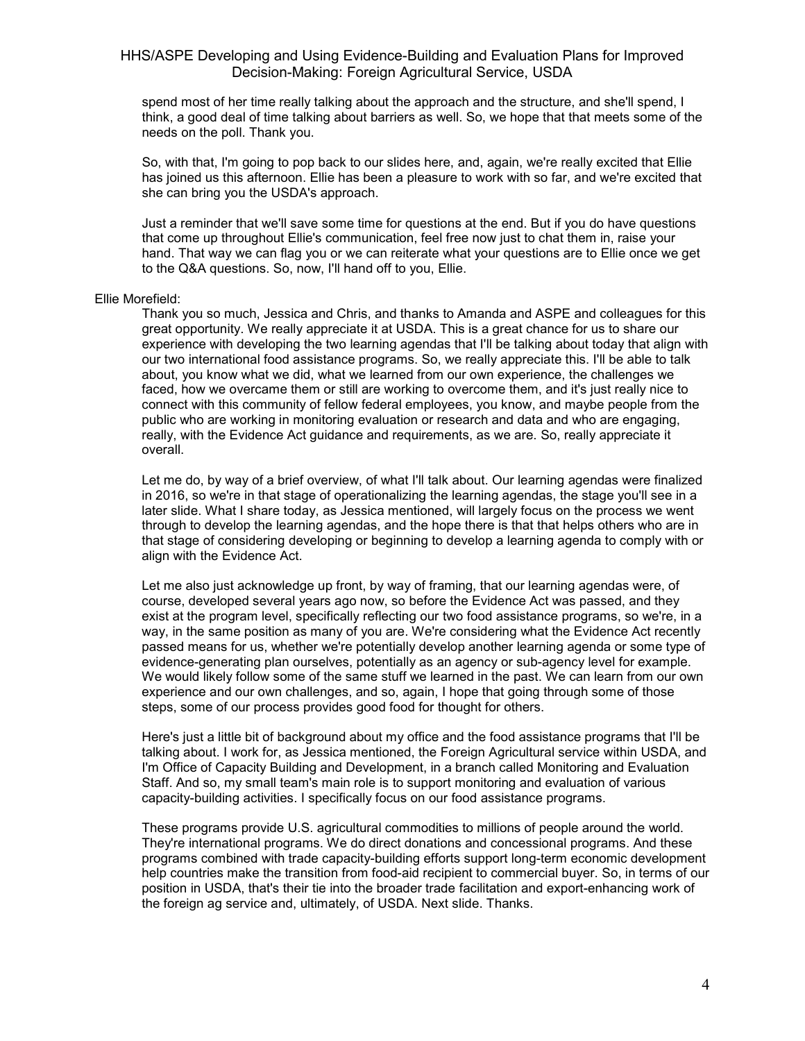spend most of her time really talking about the approach and the structure, and she'll spend, I think, a good deal of time talking about barriers as well. So, we hope that that meets some of the needs on the poll. Thank you.

So, with that, I'm going to pop back to our slides here, and, again, we're really excited that Ellie has joined us this afternoon. Ellie has been a pleasure to work with so far, and we're excited that she can bring you the USDA's approach.

Just a reminder that we'll save some time for questions at the end. But if you do have questions that come up throughout Ellie's communication, feel free now just to chat them in, raise your hand. That way we can flag you or we can reiterate what your questions are to Ellie once we get to the Q&A questions. So, now, I'll hand off to you, Ellie.

Ellie Morefield:

Thank you so much, Jessica and Chris, and thanks to Amanda and ASPE and colleagues for this great opportunity. We really appreciate it at USDA. This is a great chance for us to share our experience with developing the two learning agendas that I'll be talking about today that align with our two international food assistance programs. So, we really appreciate this. I'll be able to talk about, you know what we did, what we learned from our own experience, the challenges we faced, how we overcame them or still are working to overcome them, and it's just really nice to connect with this community of fellow federal employees, you know, and maybe people from the public who are working in monitoring evaluation or research and data and who are engaging, really, with the Evidence Act guidance and requirements, as we are. So, really appreciate it overall.

Let me do, by way of a brief overview, of what I'll talk about. Our learning agendas were finalized in 2016, so we're in that stage of operationalizing the learning agendas, the stage you'll see in a later slide. What I share today, as Jessica mentioned, will largely focus on the process we went through to develop the learning agendas, and the hope there is that that helps others who are in that stage of considering developing or beginning to develop a learning agenda to comply with or align with the Evidence Act.

Let me also just acknowledge up front, by way of framing, that our learning agendas were, of course, developed several years ago now, so before the Evidence Act was passed, and they exist at the program level, specifically reflecting our two food assistance programs, so we're, in a way, in the same position as many of you are. We're considering what the Evidence Act recently passed means for us, whether we're potentially develop another learning agenda or some type of evidence-generating plan ourselves, potentially as an agency or sub-agency level for example. We would likely follow some of the same stuff we learned in the past. We can learn from our own experience and our own challenges, and so, again, I hope that going through some of those steps, some of our process provides good food for thought for others.

Here's just a little bit of background about my office and the food assistance programs that I'll be talking about. I work for, as Jessica mentioned, the Foreign Agricultural service within USDA, and I'm Office of Capacity Building and Development, in a branch called Monitoring and Evaluation Staff. And so, my small team's main role is to support monitoring and evaluation of various capacity-building activities. I specifically focus on our food assistance programs.

These programs provide U.S. agricultural commodities to millions of people around the world. They're international programs. We do direct donations and concessional programs. And these programs combined with trade capacity-building efforts support long-term economic development help countries make the transition from food-aid recipient to commercial buyer. So, in terms of our position in USDA, that's their tie into the broader trade facilitation and export-enhancing work of the foreign ag service and, ultimately, of USDA. Next slide. Thanks.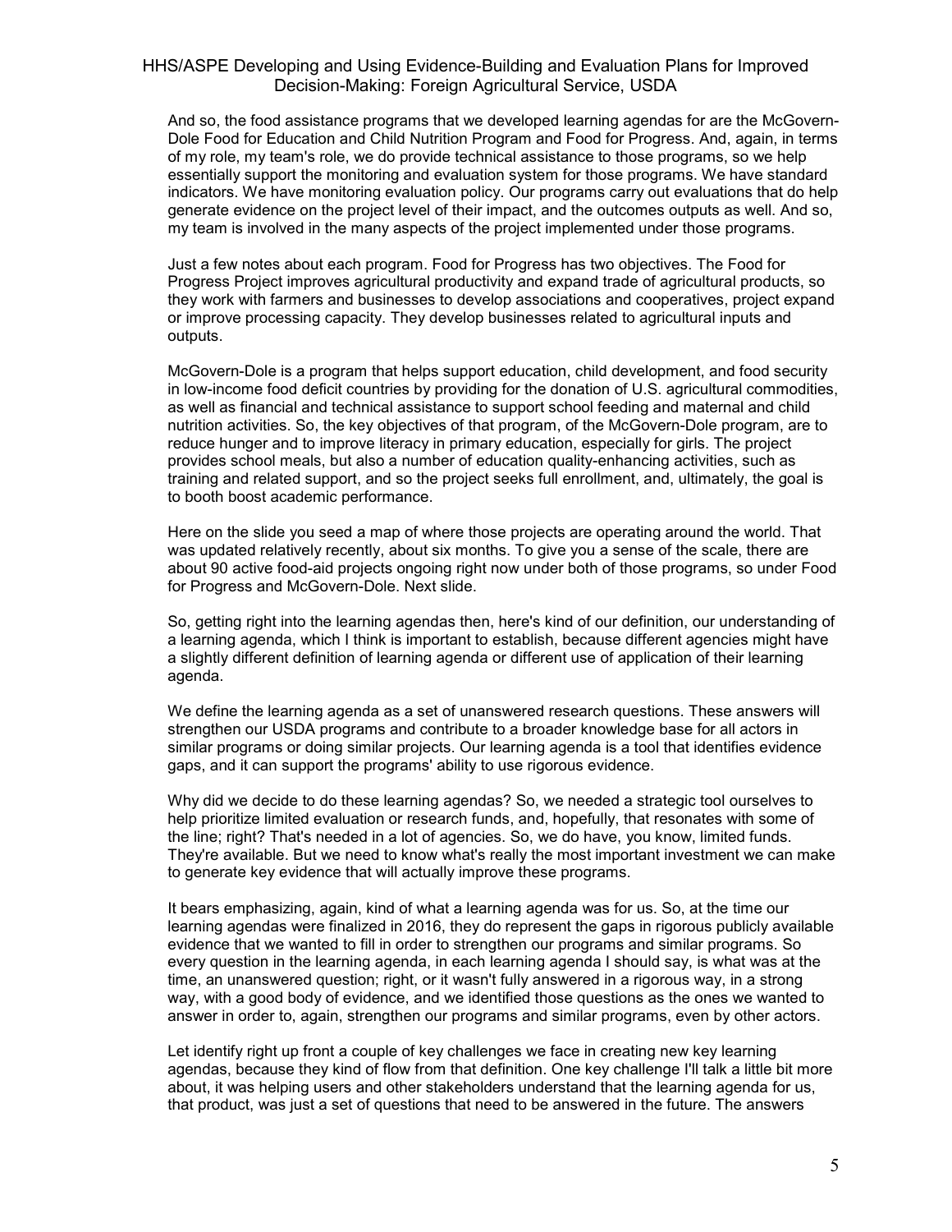And so, the food assistance programs that we developed learning agendas for are the McGovern-Dole Food for Education and Child Nutrition Program and Food for Progress. And, again, in terms of my role, my team's role, we do provide technical assistance to those programs, so we help essentially support the monitoring and evaluation system for those programs. We have standard indicators. We have monitoring evaluation policy. Our programs carry out evaluations that do help generate evidence on the project level of their impact, and the outcomes outputs as well. And so, my team is involved in the many aspects of the project implemented under those programs.

Just a few notes about each program. Food for Progress has two objectives. The Food for Progress Project improves agricultural productivity and expand trade of agricultural products, so they work with farmers and businesses to develop associations and cooperatives, project expand or improve processing capacity. They develop businesses related to agricultural inputs and outputs.

McGovern-Dole is a program that helps support education, child development, and food security in low-income food deficit countries by providing for the donation of U.S. agricultural commodities, as well as financial and technical assistance to support school feeding and maternal and child nutrition activities. So, the key objectives of that program, of the McGovern-Dole program, are to reduce hunger and to improve literacy in primary education, especially for girls. The project provides school meals, but also a number of education quality-enhancing activities, such as training and related support, and so the project seeks full enrollment, and, ultimately, the goal is to booth boost academic performance.

Here on the slide you seed a map of where those projects are operating around the world. That was updated relatively recently, about six months. To give you a sense of the scale, there are about 90 active food-aid projects ongoing right now under both of those programs, so under Food for Progress and McGovern-Dole. Next slide.

So, getting right into the learning agendas then, here's kind of our definition, our understanding of a learning agenda, which I think is important to establish, because different agencies might have a slightly different definition of learning agenda or different use of application of their learning agenda.

We define the learning agenda as a set of unanswered research questions. These answers will strengthen our USDA programs and contribute to a broader knowledge base for all actors in similar programs or doing similar projects. Our learning agenda is a tool that identifies evidence gaps, and it can support the programs' ability to use rigorous evidence.

Why did we decide to do these learning agendas? So, we needed a strategic tool ourselves to help prioritize limited evaluation or research funds, and, hopefully, that resonates with some of the line; right? That's needed in a lot of agencies. So, we do have, you know, limited funds. They're available. But we need to know what's really the most important investment we can make to generate key evidence that will actually improve these programs.

It bears emphasizing, again, kind of what a learning agenda was for us. So, at the time our learning agendas were finalized in 2016, they do represent the gaps in rigorous publicly available evidence that we wanted to fill in order to strengthen our programs and similar programs. So every question in the learning agenda, in each learning agenda I should say, is what was at the time, an unanswered question; right, or it wasn't fully answered in a rigorous way, in a strong way, with a good body of evidence, and we identified those questions as the ones we wanted to answer in order to, again, strengthen our programs and similar programs, even by other actors.

Let identify right up front a couple of key challenges we face in creating new key learning agendas, because they kind of flow from that definition. One key challenge I'll talk a little bit more about, it was helping users and other stakeholders understand that the learning agenda for us, that product, was just a set of questions that need to be answered in the future. The answers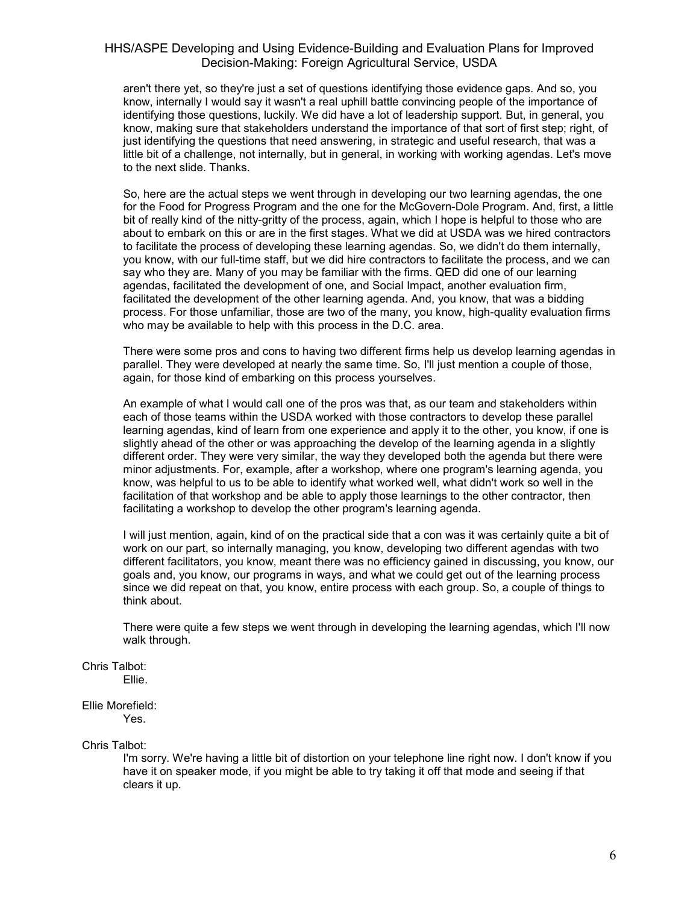aren't there yet, so they're just a set of questions identifying those evidence gaps. And so, you know, internally I would say it wasn't a real uphill battle convincing people of the importance of identifying those questions, luckily. We did have a lot of leadership support. But, in general, you know, making sure that stakeholders understand the importance of that sort of first step; right, of just identifying the questions that need answering, in strategic and useful research, that was a little bit of a challenge, not internally, but in general, in working with working agendas. Let's move to the next slide. Thanks.

So, here are the actual steps we went through in developing our two learning agendas, the one for the Food for Progress Program and the one for the McGovern-Dole Program. And, first, a little bit of really kind of the nitty-gritty of the process, again, which I hope is helpful to those who are about to embark on this or are in the first stages. What we did at USDA was we hired contractors to facilitate the process of developing these learning agendas. So, we didn't do them internally, you know, with our full-time staff, but we did hire contractors to facilitate the process, and we can say who they are. Many of you may be familiar with the firms. QED did one of our learning agendas, facilitated the development of one, and Social Impact, another evaluation firm, facilitated the development of the other learning agenda. And, you know, that was a bidding process. For those unfamiliar, those are two of the many, you know, high-quality evaluation firms who may be available to help with this process in the D.C. area.

There were some pros and cons to having two different firms help us develop learning agendas in parallel. They were developed at nearly the same time. So, I'll just mention a couple of those, again, for those kind of embarking on this process yourselves.

An example of what I would call one of the pros was that, as our team and stakeholders within each of those teams within the USDA worked with those contractors to develop these parallel learning agendas, kind of learn from one experience and apply it to the other, you know, if one is slightly ahead of the other or was approaching the develop of the learning agenda in a slightly different order. They were very similar, the way they developed both the agenda but there were minor adjustments. For, example, after a workshop, where one program's learning agenda, you know, was helpful to us to be able to identify what worked well, what didn't work so well in the facilitation of that workshop and be able to apply those learnings to the other contractor, then facilitating a workshop to develop the other program's learning agenda.

I will just mention, again, kind of on the practical side that a con was it was certainly quite a bit of work on our part, so internally managing, you know, developing two different agendas with two different facilitators, you know, meant there was no efficiency gained in discussing, you know, our goals and, you know, our programs in ways, and what we could get out of the learning process since we did repeat on that, you know, entire process with each group. So, a couple of things to think about.

There were quite a few steps we went through in developing the learning agendas, which I'll now walk through.

Chris Talbot:

Ellie.

Ellie Morefield:

Yes.

Chris Talbot:

I'm sorry. We're having a little bit of distortion on your telephone line right now. I don't know if you have it on speaker mode, if you might be able to try taking it off that mode and seeing if that clears it up.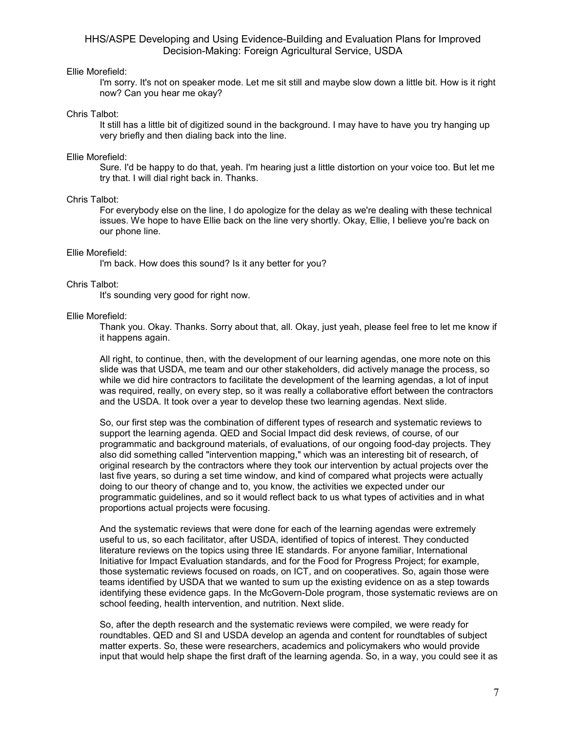Ellie Morefield:

I'm sorry. It's not on speaker mode. Let me sit still and maybe slow down a little bit. How is it right now? Can you hear me okay?

Chris Talbot:

It still has a little bit of digitized sound in the background. I may have to have you try hanging up very briefly and then dialing back into the line.

Ellie Morefield:

Sure. I'd be happy to do that, yeah. I'm hearing just a little distortion on your voice too. But let me try that. I will dial right back in. Thanks.

Chris Talbot:

For everybody else on the line, I do apologize for the delay as we're dealing with these technical issues. We hope to have Ellie back on the line very shortly. Okay, Ellie, I believe you're back on our phone line.

Ellie Morefield:

I'm back. How does this sound? Is it any better for you?

Chris Talbot:

It's sounding very good for right now.

Ellie Morefield:

Thank you. Okay. Thanks. Sorry about that, all. Okay, just yeah, please feel free to let me know if it happens again.

All right, to continue, then, with the development of our learning agendas, one more note on this slide was that USDA, me team and our other stakeholders, did actively manage the process, so while we did hire contractors to facilitate the development of the learning agendas, a lot of input was required, really, on every step, so it was really a collaborative effort between the contractors and the USDA. It took over a year to develop these two learning agendas. Next slide.

So, our first step was the combination of different types of research and systematic reviews to support the learning agenda. QED and Social Impact did desk reviews, of course, of our programmatic and background materials, of evaluations, of our ongoing food-day projects. They also did something called "intervention mapping," which was an interesting bit of research, of original research by the contractors where they took our intervention by actual projects over the last five years, so during a set time window, and kind of compared what projects were actually doing to our theory of change and to, you know, the activities we expected under our programmatic guidelines, and so it would reflect back to us what types of activities and in what proportions actual projects were focusing.

And the systematic reviews that were done for each of the learning agendas were extremely useful to us, so each facilitator, after USDA, identified of topics of interest. They conducted literature reviews on the topics using three IE standards. For anyone familiar, International Initiative for Impact Evaluation standards, and for the Food for Progress Project; for example, those systematic reviews focused on roads, on ICT, and on cooperatives. So, again those were teams identified by USDA that we wanted to sum up the existing evidence on as a step towards identifying these evidence gaps. In the McGovern-Dole program, those systematic reviews are on school feeding, health intervention, and nutrition. Next slide.

So, after the depth research and the systematic reviews were compiled, we were ready for roundtables. QED and SI and USDA develop an agenda and content for roundtables of subject matter experts. So, these were researchers, academics and policymakers who would provide input that would help shape the first draft of the learning agenda. So, in a way, you could see it as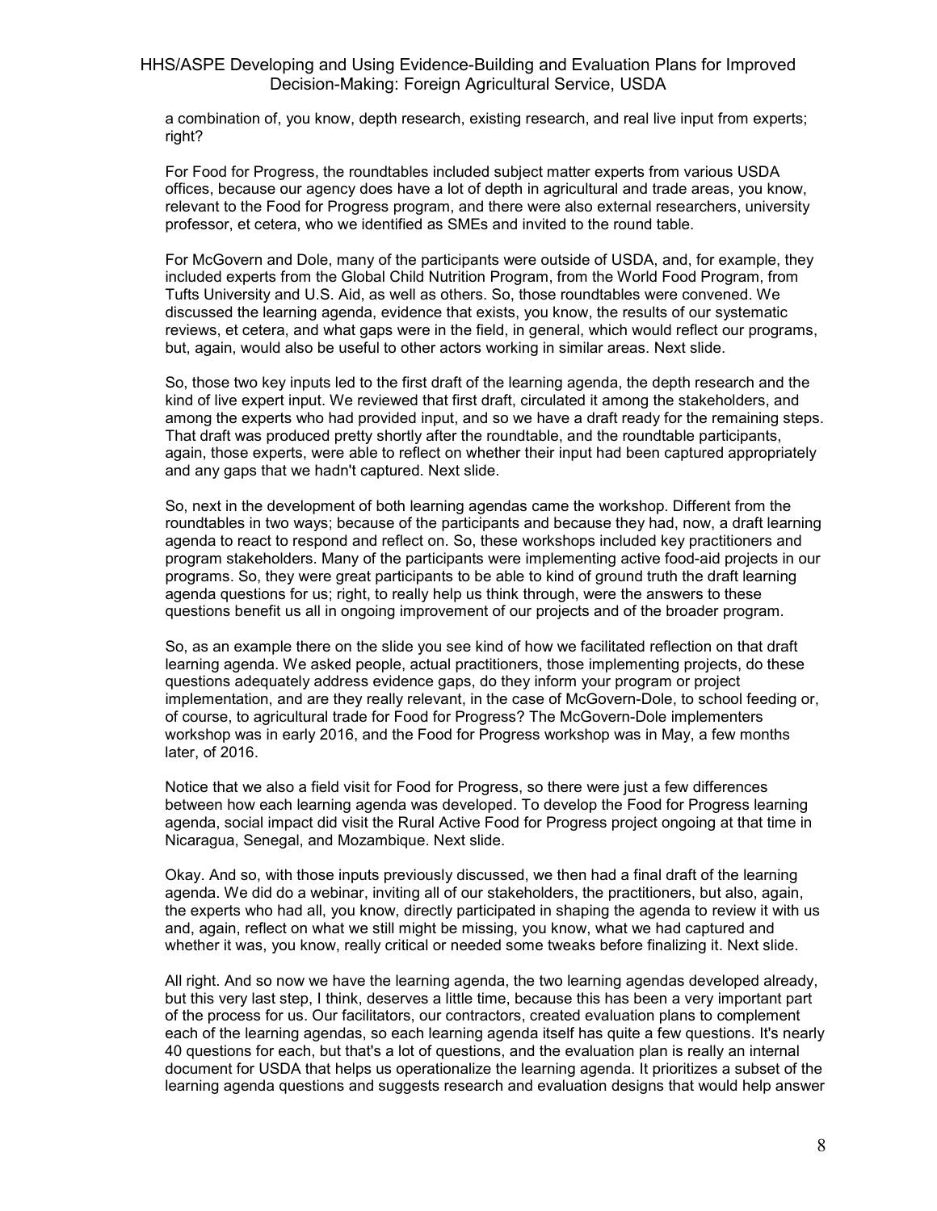a combination of, you know, depth research, existing research, and real live input from experts; right?

For Food for Progress, the roundtables included subject matter experts from various USDA offices, because our agency does have a lot of depth in agricultural and trade areas, you know, relevant to the Food for Progress program, and there were also external researchers, university professor, et cetera, who we identified as SMEs and invited to the round table.

For McGovern and Dole, many of the participants were outside of USDA, and, for example, they included experts from the Global Child Nutrition Program, from the World Food Program, from Tufts University and U.S. Aid, as well as others. So, those roundtables were convened. We discussed the learning agenda, evidence that exists, you know, the results of our systematic reviews, et cetera, and what gaps were in the field, in general, which would reflect our programs, but, again, would also be useful to other actors working in similar areas. Next slide.

So, those two key inputs led to the first draft of the learning agenda, the depth research and the kind of live expert input. We reviewed that first draft, circulated it among the stakeholders, and among the experts who had provided input, and so we have a draft ready for the remaining steps. That draft was produced pretty shortly after the roundtable, and the roundtable participants, again, those experts, were able to reflect on whether their input had been captured appropriately and any gaps that we hadn't captured. Next slide.

So, next in the development of both learning agendas came the workshop. Different from the roundtables in two ways; because of the participants and because they had, now, a draft learning agenda to react to respond and reflect on. So, these workshops included key practitioners and program stakeholders. Many of the participants were implementing active food-aid projects in our programs. So, they were great participants to be able to kind of ground truth the draft learning agenda questions for us; right, to really help us think through, were the answers to these questions benefit us all in ongoing improvement of our projects and of the broader program.

So, as an example there on the slide you see kind of how we facilitated reflection on that draft learning agenda. We asked people, actual practitioners, those implementing projects, do these questions adequately address evidence gaps, do they inform your program or project implementation, and are they really relevant, in the case of McGovern-Dole, to school feeding or, of course, to agricultural trade for Food for Progress? The McGovern-Dole implementers workshop was in early 2016, and the Food for Progress workshop was in May, a few months later, of 2016.

Notice that we also a field visit for Food for Progress, so there were just a few differences between how each learning agenda was developed. To develop the Food for Progress learning agenda, social impact did visit the Rural Active Food for Progress project ongoing at that time in Nicaragua, Senegal, and Mozambique. Next slide.

Okay. And so, with those inputs previously discussed, we then had a final draft of the learning agenda. We did do a webinar, inviting all of our stakeholders, the practitioners, but also, again, the experts who had all, you know, directly participated in shaping the agenda to review it with us and, again, reflect on what we still might be missing, you know, what we had captured and whether it was, you know, really critical or needed some tweaks before finalizing it. Next slide.

All right. And so now we have the learning agenda, the two learning agendas developed already, but this very last step, I think, deserves a little time, because this has been a very important part of the process for us. Our facilitators, our contractors, created evaluation plans to complement each of the learning agendas, so each learning agenda itself has quite a few questions. It's nearly 40 questions for each, but that's a lot of questions, and the evaluation plan is really an internal document for USDA that helps us operationalize the learning agenda. It prioritizes a subset of the learning agenda questions and suggests research and evaluation designs that would help answer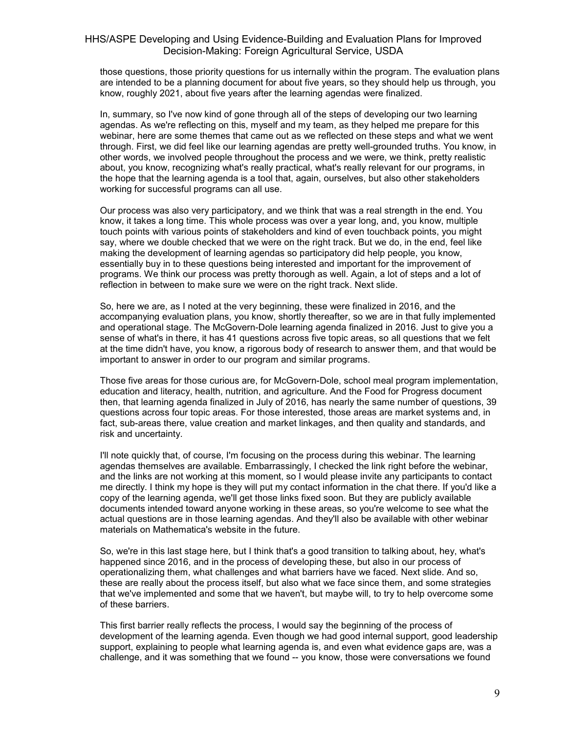those questions, those priority questions for us internally within the program. The evaluation plans are intended to be a planning document for about five years, so they should help us through, you know, roughly 2021, about five years after the learning agendas were finalized.

In, summary, so I've now kind of gone through all of the steps of developing our two learning agendas. As we're reflecting on this, myself and my team, as they helped me prepare for this webinar, here are some themes that came out as we reflected on these steps and what we went through. First, we did feel like our learning agendas are pretty well-grounded truths. You know, in other words, we involved people throughout the process and we were, we think, pretty realistic about, you know, recognizing what's really practical, what's really relevant for our programs, in the hope that the learning agenda is a tool that, again, ourselves, but also other stakeholders working for successful programs can all use.

Our process was also very participatory, and we think that was a real strength in the end. You know, it takes a long time. This whole process was over a year long, and, you know, multiple touch points with various points of stakeholders and kind of even touchback points, you might say, where we double checked that we were on the right track. But we do, in the end, feel like making the development of learning agendas so participatory did help people, you know, essentially buy in to these questions being interested and important for the improvement of programs. We think our process was pretty thorough as well. Again, a lot of steps and a lot of reflection in between to make sure we were on the right track. Next slide.

So, here we are, as I noted at the very beginning, these were finalized in 2016, and the accompanying evaluation plans, you know, shortly thereafter, so we are in that fully implemented and operational stage. The McGovern-Dole learning agenda finalized in 2016. Just to give you a sense of what's in there, it has 41 questions across five topic areas, so all questions that we felt at the time didn't have, you know, a rigorous body of research to answer them, and that would be important to answer in order to our program and similar programs.

Those five areas for those curious are, for McGovern-Dole, school meal program implementation, education and literacy, health, nutrition, and agriculture. And the Food for Progress document then, that learning agenda finalized in July of 2016, has nearly the same number of questions, 39 questions across four topic areas. For those interested, those areas are market systems and, in fact, sub-areas there, value creation and market linkages, and then quality and standards, and risk and uncertainty.

I'll note quickly that, of course, I'm focusing on the process during this webinar. The learning agendas themselves are available. Embarrassingly, I checked the link right before the webinar, and the links are not working at this moment, so I would please invite any participants to contact me directly. I think my hope is they will put my contact information in the chat there. If you'd like a copy of the learning agenda, we'll get those links fixed soon. But they are publicly available documents intended toward anyone working in these areas, so you're welcome to see what the actual questions are in those learning agendas. And they'll also be available with other webinar materials on Mathematica's website in the future.

So, we're in this last stage here, but I think that's a good transition to talking about, hey, what's happened since 2016, and in the process of developing these, but also in our process of operationalizing them, what challenges and what barriers have we faced. Next slide. And so, these are really about the process itself, but also what we face since them, and some strategies that we've implemented and some that we haven't, but maybe will, to try to help overcome some of these barriers.

This first barrier really reflects the process, I would say the beginning of the process of development of the learning agenda. Even though we had good internal support, good leadership support, explaining to people what learning agenda is, and even what evidence gaps are, was a challenge, and it was something that we found -- you know, those were conversations we found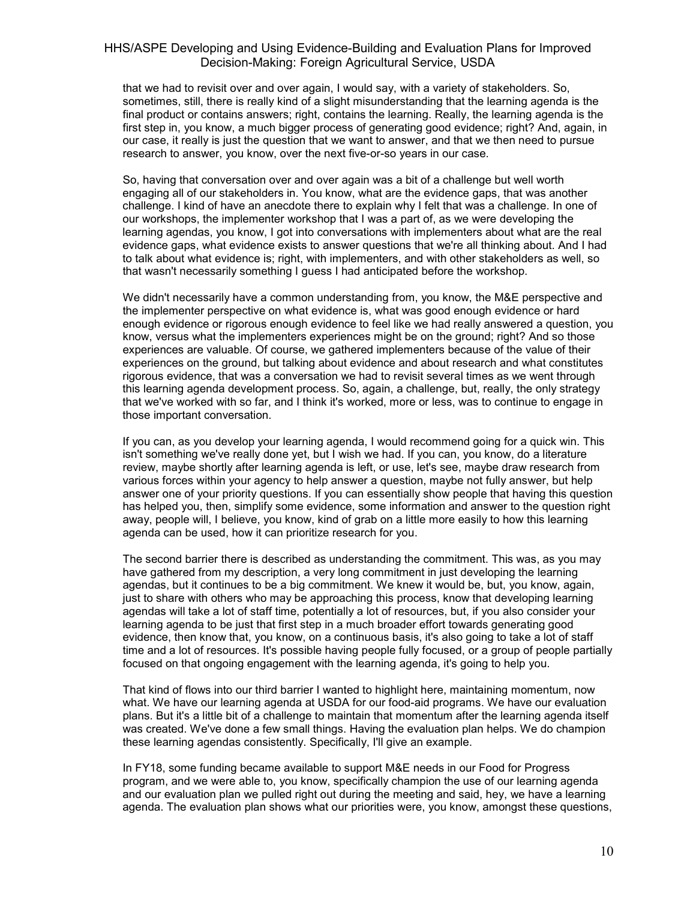that we had to revisit over and over again, I would say, with a variety of stakeholders. So, sometimes, still, there is really kind of a slight misunderstanding that the learning agenda is the final product or contains answers; right, contains the learning. Really, the learning agenda is the first step in, you know, a much bigger process of generating good evidence; right? And, again, in our case, it really is just the question that we want to answer, and that we then need to pursue research to answer, you know, over the next five-or-so years in our case.

So, having that conversation over and over again was a bit of a challenge but well worth engaging all of our stakeholders in. You know, what are the evidence gaps, that was another challenge. I kind of have an anecdote there to explain why I felt that was a challenge. In one of our workshops, the implementer workshop that I was a part of, as we were developing the learning agendas, you know, I got into conversations with implementers about what are the real evidence gaps, what evidence exists to answer questions that we're all thinking about. And I had to talk about what evidence is; right, with implementers, and with other stakeholders as well, so that wasn't necessarily something I guess I had anticipated before the workshop.

We didn't necessarily have a common understanding from, you know, the M&E perspective and the implementer perspective on what evidence is, what was good enough evidence or hard enough evidence or rigorous enough evidence to feel like we had really answered a question, you know, versus what the implementers experiences might be on the ground; right? And so those experiences are valuable. Of course, we gathered implementers because of the value of their experiences on the ground, but talking about evidence and about research and what constitutes rigorous evidence, that was a conversation we had to revisit several times as we went through this learning agenda development process. So, again, a challenge, but, really, the only strategy that we've worked with so far, and I think it's worked, more or less, was to continue to engage in those important conversation.

If you can, as you develop your learning agenda, I would recommend going for a quick win. This isn't something we've really done yet, but I wish we had. If you can, you know, do a literature review, maybe shortly after learning agenda is left, or use, let's see, maybe draw research from various forces within your agency to help answer a question, maybe not fully answer, but help answer one of your priority questions. If you can essentially show people that having this question has helped you, then, simplify some evidence, some information and answer to the question right away, people will, I believe, you know, kind of grab on a little more easily to how this learning agenda can be used, how it can prioritize research for you.

The second barrier there is described as understanding the commitment. This was, as you may have gathered from my description, a very long commitment in just developing the learning agendas, but it continues to be a big commitment. We knew it would be, but, you know, again, just to share with others who may be approaching this process, know that developing learning agendas will take a lot of staff time, potentially a lot of resources, but, if you also consider your learning agenda to be just that first step in a much broader effort towards generating good evidence, then know that, you know, on a continuous basis, it's also going to take a lot of staff time and a lot of resources. It's possible having people fully focused, or a group of people partially focused on that ongoing engagement with the learning agenda, it's going to help you.

That kind of flows into our third barrier I wanted to highlight here, maintaining momentum, now what. We have our learning agenda at USDA for our food-aid programs. We have our evaluation plans. But it's a little bit of a challenge to maintain that momentum after the learning agenda itself was created. We've done a few small things. Having the evaluation plan helps. We do champion these learning agendas consistently. Specifically, I'll give an example.

In FY18, some funding became available to support M&E needs in our Food for Progress program, and we were able to, you know, specifically champion the use of our learning agenda and our evaluation plan we pulled right out during the meeting and said, hey, we have a learning agenda. The evaluation plan shows what our priorities were, you know, amongst these questions,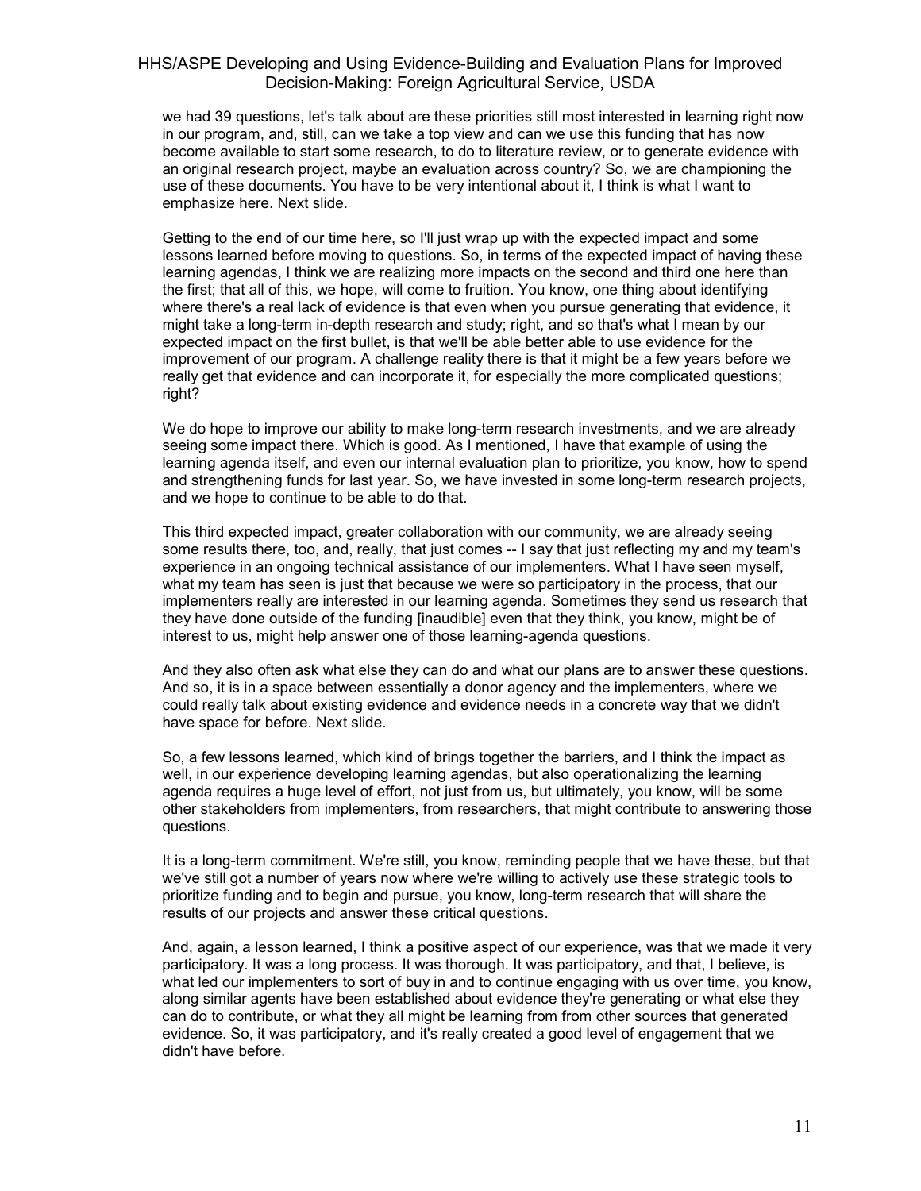we had 39 questions, let's talk about are these priorities still most interested in learning right now in our program, and, still, can we take a top view and can we use this funding that has now become available to start some research, to do to literature review, or to generate evidence with an original research project, maybe an evaluation across country? So, we are championing the use of these documents. You have to be very intentional about it, I think is what I want to emphasize here. Next slide.

Getting to the end of our time here, so I'll just wrap up with the expected impact and some lessons learned before moving to questions. So, in terms of the expected impact of having these learning agendas, I think we are realizing more impacts on the second and third one here than the first; that all of this, we hope, will come to fruition. You know, one thing about identifying where there's a real lack of evidence is that even when you pursue generating that evidence, it might take a long-term in-depth research and study; right, and so that's what I mean by our expected impact on the first bullet, is that we'll be able better able to use evidence for the improvement of our program. A challenge reality there is that it might be a few years before we really get that evidence and can incorporate it, for especially the more complicated questions; right?

We do hope to improve our ability to make long-term research investments, and we are already seeing some impact there. Which is good. As I mentioned, I have that example of using the learning agenda itself, and even our internal evaluation plan to prioritize, you know, how to spend and strengthening funds for last year. So, we have invested in some long-term research projects, and we hope to continue to be able to do that.

This third expected impact, greater collaboration with our community, we are already seeing some results there, too, and, really, that just comes -- I say that just reflecting my and my team's experience in an ongoing technical assistance of our implementers. What I have seen myself, what my team has seen is just that because we were so participatory in the process, that our implementers really are interested in our learning agenda. Sometimes they send us research that they have done outside of the funding [inaudible] even that they think, you know, might be of interest to us, might help answer one of those learning-agenda questions.

And they also often ask what else they can do and what our plans are to answer these questions. And so, it is in a space between essentially a donor agency and the implementers, where we could really talk about existing evidence and evidence needs in a concrete way that we didn't have space for before. Next slide.

So, a few lessons learned, which kind of brings together the barriers, and I think the impact as well, in our experience developing learning agendas, but also operationalizing the learning agenda requires a huge level of effort, not just from us, but ultimately, you know, will be some other stakeholders from implementers, from researchers, that might contribute to answering those questions.

It is a long-term commitment. We're still, you know, reminding people that we have these, but that we've still got a number of years now where we're willing to actively use these strategic tools to prioritize funding and to begin and pursue, you know, long-term research that will share the results of our projects and answer these critical questions.

And, again, a lesson learned, I think a positive aspect of our experience, was that we made it very participatory. It was a long process. It was thorough. It was participatory, and that, I believe, is what led our implementers to sort of buy in and to continue engaging with us over time, you know, along similar agents have been established about evidence they're generating or what else they can do to contribute, or what they all might be learning from from other sources that generated evidence. So, it was participatory, and it's really created a good level of engagement that we didn't have before.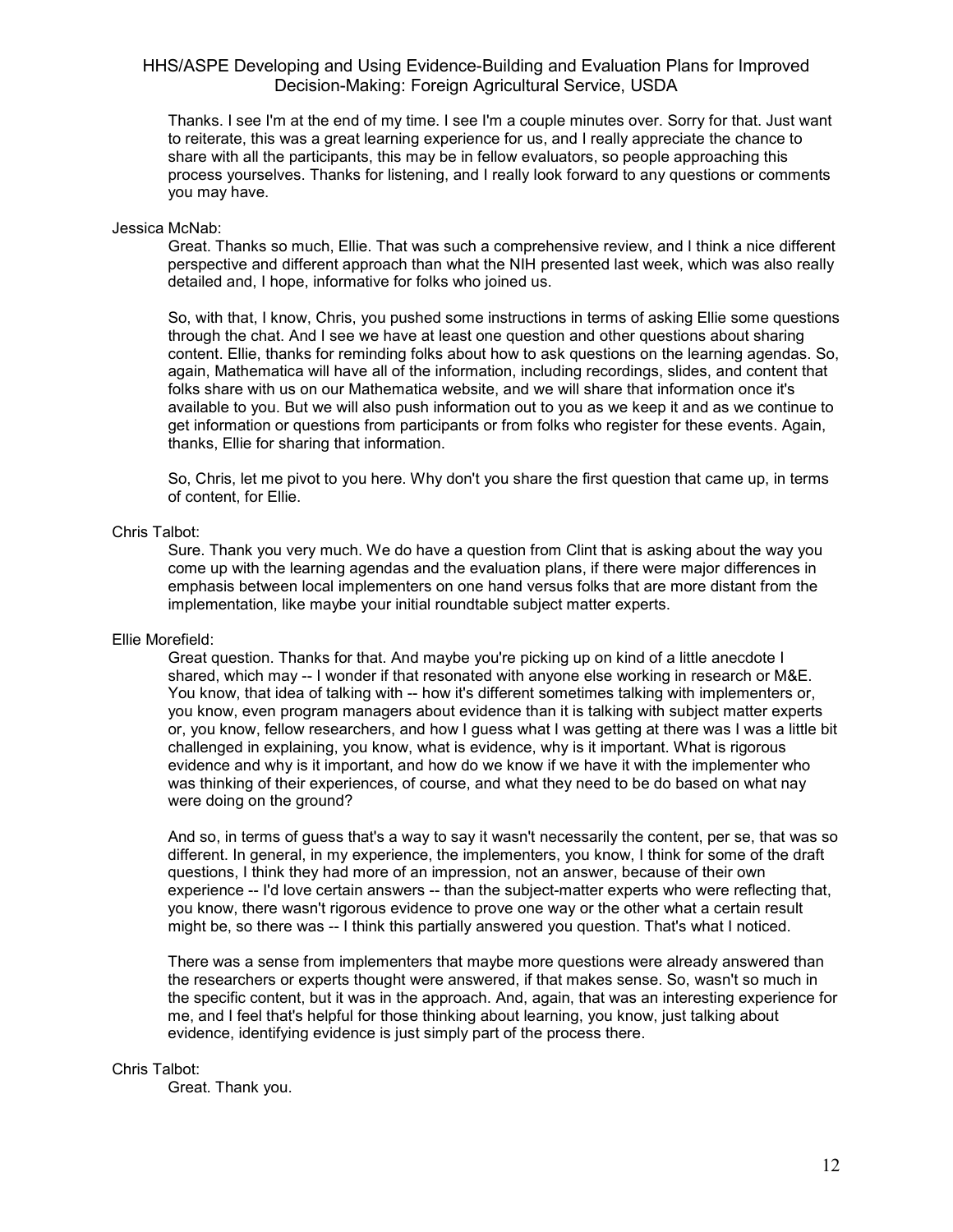Thanks. I see I'm at the end of my time. I see I'm a couple minutes over. Sorry for that. Just want to reiterate, this was a great learning experience for us, and I really appreciate the chance to share with all the participants, this may be in fellow evaluators, so people approaching this process yourselves. Thanks for listening, and I really look forward to any questions or comments you may have.

Jessica McNab:

Great. Thanks so much, Ellie. That was such a comprehensive review, and I think a nice different perspective and different approach than what the NIH presented last week, which was also really detailed and, I hope, informative for folks who joined us.

So, with that, I know, Chris, you pushed some instructions in terms of asking Ellie some questions through the chat. And I see we have at least one question and other questions about sharing content. Ellie, thanks for reminding folks about how to ask questions on the learning agendas. So, again, Mathematica will have all of the information, including recordings, slides, and content that folks share with us on our Mathematica website, and we will share that information once it's available to you. But we will also push information out to you as we keep it and as we continue to get information or questions from participants or from folks who register for these events. Again, thanks, Ellie for sharing that information.

So, Chris, let me pivot to you here. Why don't you share the first question that came up, in terms of content, for Ellie.

Chris Talbot:

Sure. Thank you very much. We do have a question from Clint that is asking about the way you come up with the learning agendas and the evaluation plans, if there were major differences in emphasis between local implementers on one hand versus folks that are more distant from the implementation, like maybe your initial roundtable subject matter experts.

Ellie Morefield:

Great question. Thanks for that. And maybe you're picking up on kind of a little anecdote I shared, which may -- I wonder if that resonated with anyone else working in research or M&E. You know, that idea of talking with -- how it's different sometimes talking with implementers or, you know, even program managers about evidence than it is talking with subject matter experts or, you know, fellow researchers, and how I guess what I was getting at there was I was a little bit challenged in explaining, you know, what is evidence, why is it important. What is rigorous evidence and why is it important, and how do we know if we have it with the implementer who was thinking of their experiences, of course, and what they need to be do based on what nay were doing on the ground?

And so, in terms of guess that's a way to say it wasn't necessarily the content, per se, that was so different. In general, in my experience, the implementers, you know, I think for some of the draft questions, I think they had more of an impression, not an answer, because of their own experience -- I'd love certain answers -- than the subject-matter experts who were reflecting that, you know, there wasn't rigorous evidence to prove one way or the other what a certain result might be, so there was -- I think this partially answered you question. That's what I noticed.

There was a sense from implementers that maybe more questions were already answered than the researchers or experts thought were answered, if that makes sense. So, wasn't so much in the specific content, but it was in the approach. And, again, that was an interesting experience for me, and I feel that's helpful for those thinking about learning, you know, just talking about evidence, identifying evidence is just simply part of the process there.

Chris Talbot:

Great. Thank you.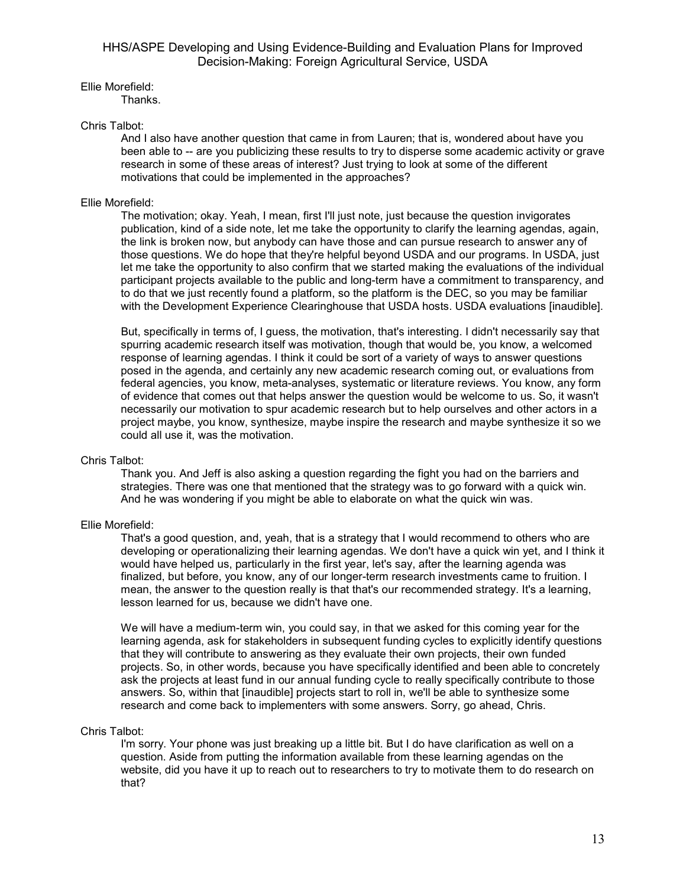Ellie Morefield:

Thanks.

Chris Talbot:

And I also have another question that came in from Lauren; that is, wondered about have you been able to -- are you publicizing these results to try to disperse some academic activity or grave research in some of these areas of interest? Just trying to look at some of the different motivations that could be implemented in the approaches?

Ellie Morefield:

The motivation; okay. Yeah, I mean, first I'll just note, just because the question invigorates publication, kind of a side note, let me take the opportunity to clarify the learning agendas, again, the link is broken now, but anybody can have those and can pursue research to answer any of those questions. We do hope that they're helpful beyond USDA and our programs. In USDA, just let me take the opportunity to also confirm that we started making the evaluations of the individual participant projects available to the public and long-term have a commitment to transparency, and to do that we just recently found a platform, so the platform is the DEC, so you may be familiar with the Development Experience Clearinghouse that USDA hosts. USDA evaluations [inaudible].

But, specifically in terms of, I guess, the motivation, that's interesting. I didn't necessarily say that spurring academic research itself was motivation, though that would be, you know, a welcomed response of learning agendas. I think it could be sort of a variety of ways to answer questions posed in the agenda, and certainly any new academic research coming out, or evaluations from federal agencies, you know, meta-analyses, systematic or literature reviews. You know, any form of evidence that comes out that helps answer the question would be welcome to us. So, it wasn't necessarily our motivation to spur academic research but to help ourselves and other actors in a project maybe, you know, synthesize, maybe inspire the research and maybe synthesize it so we could all use it, was the motivation.

Chris Talbot:

Thank you. And Jeff is also asking a question regarding the fight you had on the barriers and strategies. There was one that mentioned that the strategy was to go forward with a quick win. And he was wondering if you might be able to elaborate on what the quick win was.

Ellie Morefield:

That's a good question, and, yeah, that is a strategy that I would recommend to others who are developing or operationalizing their learning agendas. We don't have a quick win yet, and I think it would have helped us, particularly in the first year, let's say, after the learning agenda was finalized, but before, you know, any of our longer-term research investments came to fruition. I mean, the answer to the question really is that that's our recommended strategy. It's a learning, lesson learned for us, because we didn't have one.

We will have a medium-term win, you could say, in that we asked for this coming year for the learning agenda, ask for stakeholders in subsequent funding cycles to explicitly identify questions that they will contribute to answering as they evaluate their own projects, their own funded projects. So, in other words, because you have specifically identified and been able to concretely ask the projects at least fund in our annual funding cycle to really specifically contribute to those answers. So, within that [inaudible] projects start to roll in, we'll be able to synthesize some research and come back to implementers with some answers. Sorry, go ahead, Chris.

Chris Talbot:

I'm sorry. Your phone was just breaking up a little bit. But I do have clarification as well on a question. Aside from putting the information available from these learning agendas on the website, did you have it up to reach out to researchers to try to motivate them to do research on that?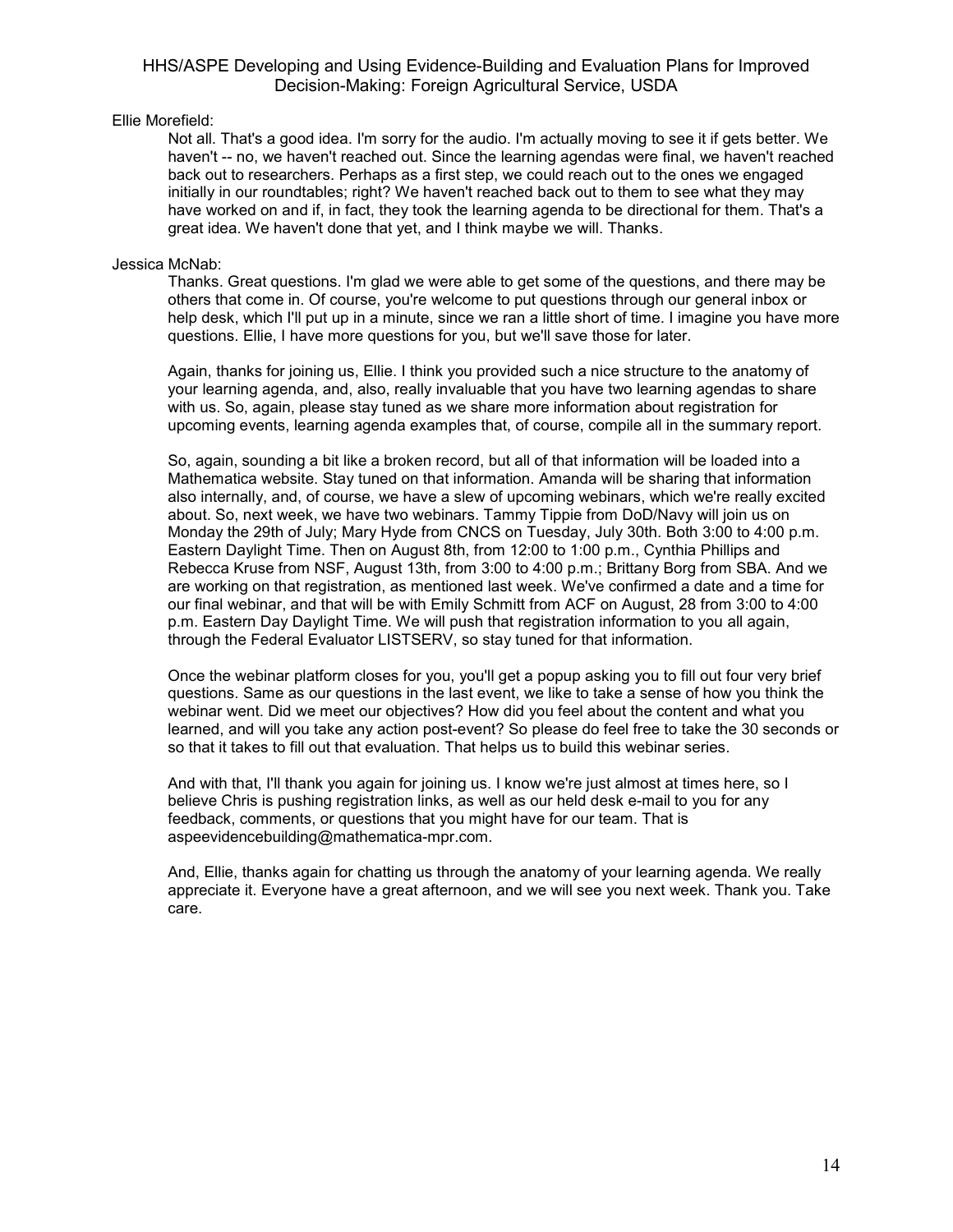Ellie Morefield:

Not all. That's a good idea. I'm sorry for the audio. I'm actually moving to see it if gets better. We haven't -- no, we haven't reached out. Since the learning agendas were final, we haven't reached back out to researchers. Perhaps as a first step, we could reach out to the ones we engaged initially in our roundtables; right? We haven't reached back out to them to see what they may have worked on and if, in fact, they took the learning agenda to be directional for them. That's a great idea. We haven't done that yet, and I think maybe we will. Thanks.

Jessica McNab:

Thanks. Great questions. I'm glad we were able to get some of the questions, and there may be others that come in. Of course, you're welcome to put questions through our general inbox or help desk, which I'll put up in a minute, since we ran a little short of time. I imagine you have more questions. Ellie, I have more questions for you, but we'll save those for later.

Again, thanks for joining us, Ellie. I think you provided such a nice structure to the anatomy of your learning agenda, and, also, really invaluable that you have two learning agendas to share with us. So, again, please stay tuned as we share more information about registration for upcoming events, learning agenda examples that, of course, compile all in the summary report.

So, again, sounding a bit like a broken record, but all of that information will be loaded into a Mathematica website. Stay tuned on that information. Amanda will be sharing that information also internally, and, of course, we have a slew of upcoming webinars, which we're really excited about. So, next week, we have two webinars. Tammy Tippie from DoD/Navy will join us on Monday the 29th of July; Mary Hyde from CNCS on Tuesday, July 30th. Both 3:00 to 4:00 p.m. Eastern Daylight Time. Then on August 8th, from 12:00 to 1:00 p.m., Cynthia Phillips and Rebecca Kruse from NSF, August 13th, from 3:00 to 4:00 p.m.; Brittany Borg from SBA. And we are working on that registration, as mentioned last week. We've confirmed a date and a time for our final webinar, and that will be with Emily Schmitt from ACF on August, 28 from 3:00 to 4:00 p.m. Eastern Day Daylight Time. We will push that registration information to you all again, through the Federal Evaluator LISTSERV, so stay tuned for that information.

Once the webinar platform closes for you, you'll get a popup asking you to fill out four very brief questions. Same as our questions in the last event, we like to take a sense of how you think the webinar went. Did we meet our objectives? How did you feel about the content and what you learned, and will you take any action post-event? So please do feel free to take the 30 seconds or so that it takes to fill out that evaluation. That helps us to build this webinar series.

And with that, I'll thank you again for joining us. I know we're just almost at times here, so I believe Chris is pushing registration links, as well as our held desk e-mail to you for any feedback, comments, or questions that you might have for our team. That is aspeevidencebuilding@mathematica-mpr.com.

And, Ellie, thanks again for chatting us through the anatomy of your learning agenda. We really appreciate it. Everyone have a great afternoon, and we will see you next week. Thank you. Take care.